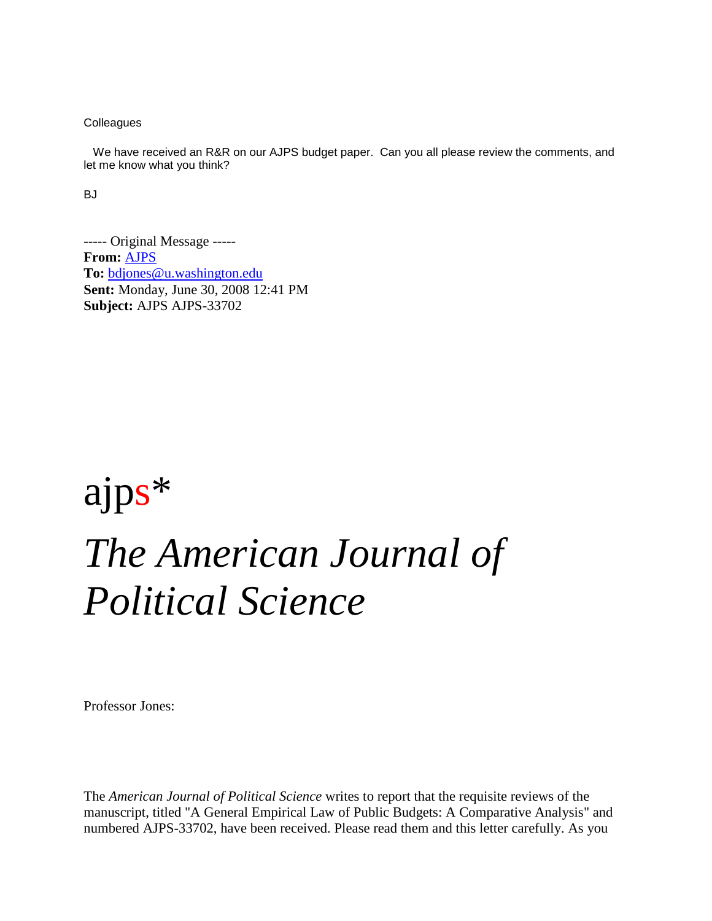Colleagues

We have received an R&R on our AJPS budget paper. Can you all please review the comments, and let me know what you think?

BJ

----- Original Message -----
**From:** AJPS
**To:** bdjones@u.washington.edu
**Sent:** Monday, June 30, 2008 12:41 PM
**Subject:** AJPS AJPS-33702

# ajps*

# *The American Journal of Political Science*

Professor Jones:

The *American Journal of Political Science* writes to report that the requisite reviews of the manuscript, titled "A General Empirical Law of Public Budgets: A Comparative Analysis" and numbered AJPS-33702, have been received. Please read them and this letter carefully. As you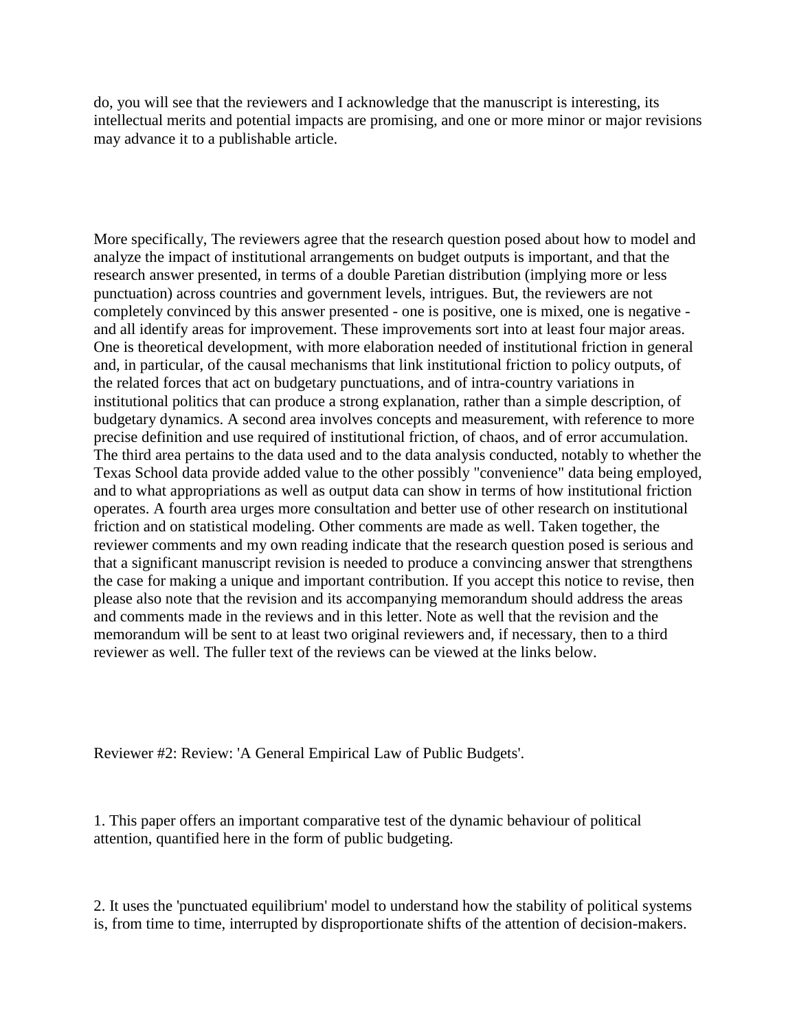do, you will see that the reviewers and I acknowledge that the manuscript is interesting, its intellectual merits and potential impacts are promising, and one or more minor or major revisions may advance it to a publishable article.

More specifically, The reviewers agree that the research question posed about how to model and analyze the impact of institutional arrangements on budget outputs is important, and that the research answer presented, in terms of a double Paretian distribution (implying more or less punctuation) across countries and government levels, intrigues. But, the reviewers are not completely convinced by this answer presented - one is positive, one is mixed, one is negative - and all identify areas for improvement. These improvements sort into at least four major areas. One is theoretical development, with more elaboration needed of institutional friction in general and, in particular, of the causal mechanisms that link institutional friction to policy outputs, of the related forces that act on budgetary punctuations, and of intra-country variations in institutional politics that can produce a strong explanation, rather than a simple description, of budgetary dynamics. A second area involves concepts and measurement, with reference to more precise definition and use required of institutional friction, of chaos, and of error accumulation. The third area pertains to the data used and to the data analysis conducted, notably to whether the Texas School data provide added value to the other possibly "convenience" data being employed, and to what appropriations as well as output data can show in terms of how institutional friction operates. A fourth area urges more consultation and better use of other research on institutional friction and on statistical modeling. Other comments are made as well. Taken together, the reviewer comments and my own reading indicate that the research question posed is serious and that a significant manuscript revision is needed to produce a convincing answer that strengthens the case for making a unique and important contribution. If you accept this notice to revise, then please also note that the revision and its accompanying memorandum should address the areas and comments made in the reviews and in this letter. Note as well that the revision and the memorandum will be sent to at least two original reviewers and, if necessary, then to a third reviewer as well. The fuller text of the reviews can be viewed at the links below.

Reviewer #2: Review: 'A General Empirical Law of Public Budgets'.

1. This paper offers an important comparative test of the dynamic behaviour of political attention, quantified here in the form of public budgeting.

2. It uses the 'punctuated equilibrium' model to understand how the stability of political systems is, from time to time, interrupted by disproportionate shifts of the attention of decision-makers.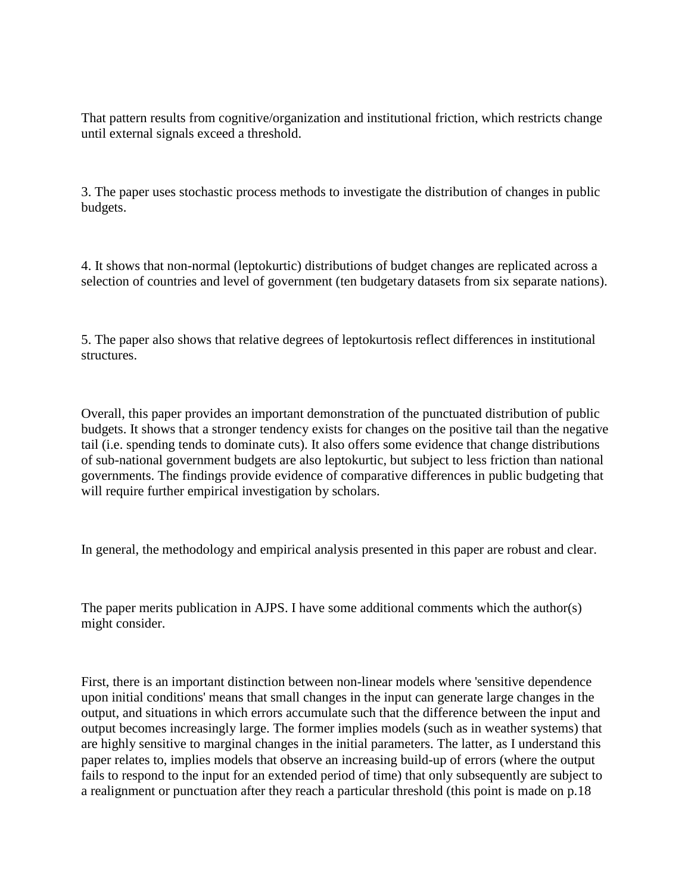That pattern results from cognitive/organization and institutional friction, which restricts change until external signals exceed a threshold.

3. The paper uses stochastic process methods to investigate the distribution of changes in public budgets.

4. It shows that non-normal (leptokurtic) distributions of budget changes are replicated across a selection of countries and level of government (ten budgetary datasets from six separate nations).

5. The paper also shows that relative degrees of leptokurtosis reflect differences in institutional structures.

Overall, this paper provides an important demonstration of the punctuated distribution of public budgets. It shows that a stronger tendency exists for changes on the positive tail than the negative tail (i.e. spending tends to dominate cuts). It also offers some evidence that change distributions of sub-national government budgets are also leptokurtic, but subject to less friction than national governments. The findings provide evidence of comparative differences in public budgeting that will require further empirical investigation by scholars.

In general, the methodology and empirical analysis presented in this paper are robust and clear.

The paper merits publication in AJPS. I have some additional comments which the author(s) might consider.

First, there is an important distinction between non-linear models where 'sensitive dependence upon initial conditions' means that small changes in the input can generate large changes in the output, and situations in which errors accumulate such that the difference between the input and output becomes increasingly large. The former implies models (such as in weather systems) that are highly sensitive to marginal changes in the initial parameters. The latter, as I understand this paper relates to, implies models that observe an increasing build-up of errors (where the output fails to respond to the input for an extended period of time) that only subsequently are subject to a realignment or punctuation after they reach a particular threshold (this point is made on p.18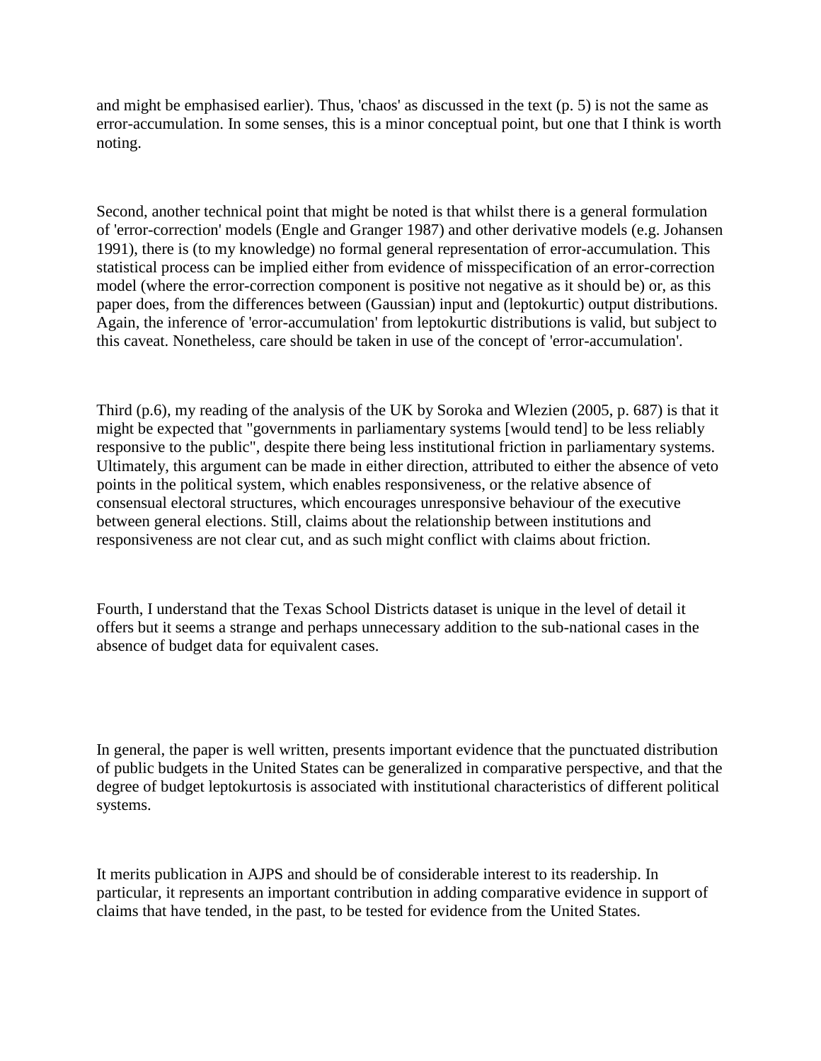and might be emphasised earlier). Thus, 'chaos' as discussed in the text (p. 5) is not the same as error-accumulation. In some senses, this is a minor conceptual point, but one that I think is worth noting.

Second, another technical point that might be noted is that whilst there is a general formulation of 'error-correction' models (Engle and Granger 1987) and other derivative models (e.g. Johansen 1991), there is (to my knowledge) no formal general representation of error-accumulation. This statistical process can be implied either from evidence of misspecification of an error-correction model (where the error-correction component is positive not negative as it should be) or, as this paper does, from the differences between (Gaussian) input and (leptokurtic) output distributions. Again, the inference of 'error-accumulation' from leptokurtic distributions is valid, but subject to this caveat. Nonetheless, care should be taken in use of the concept of 'error-accumulation'.

Third (p.6), my reading of the analysis of the UK by Soroka and Wlezien (2005, p. 687) is that it might be expected that "governments in parliamentary systems [would tend] to be less reliably responsive to the public", despite there being less institutional friction in parliamentary systems. Ultimately, this argument can be made in either direction, attributed to either the absence of veto points in the political system, which enables responsiveness, or the relative absence of consensual electoral structures, which encourages unresponsive behaviour of the executive between general elections. Still, claims about the relationship between institutions and responsiveness are not clear cut, and as such might conflict with claims about friction.

Fourth, I understand that the Texas School Districts dataset is unique in the level of detail it offers but it seems a strange and perhaps unnecessary addition to the sub-national cases in the absence of budget data for equivalent cases.

In general, the paper is well written, presents important evidence that the punctuated distribution of public budgets in the United States can be generalized in comparative perspective, and that the degree of budget leptokurtosis is associated with institutional characteristics of different political systems.

It merits publication in AJPS and should be of considerable interest to its readership. In particular, it represents an important contribution in adding comparative evidence in support of claims that have tended, in the past, to be tested for evidence from the United States.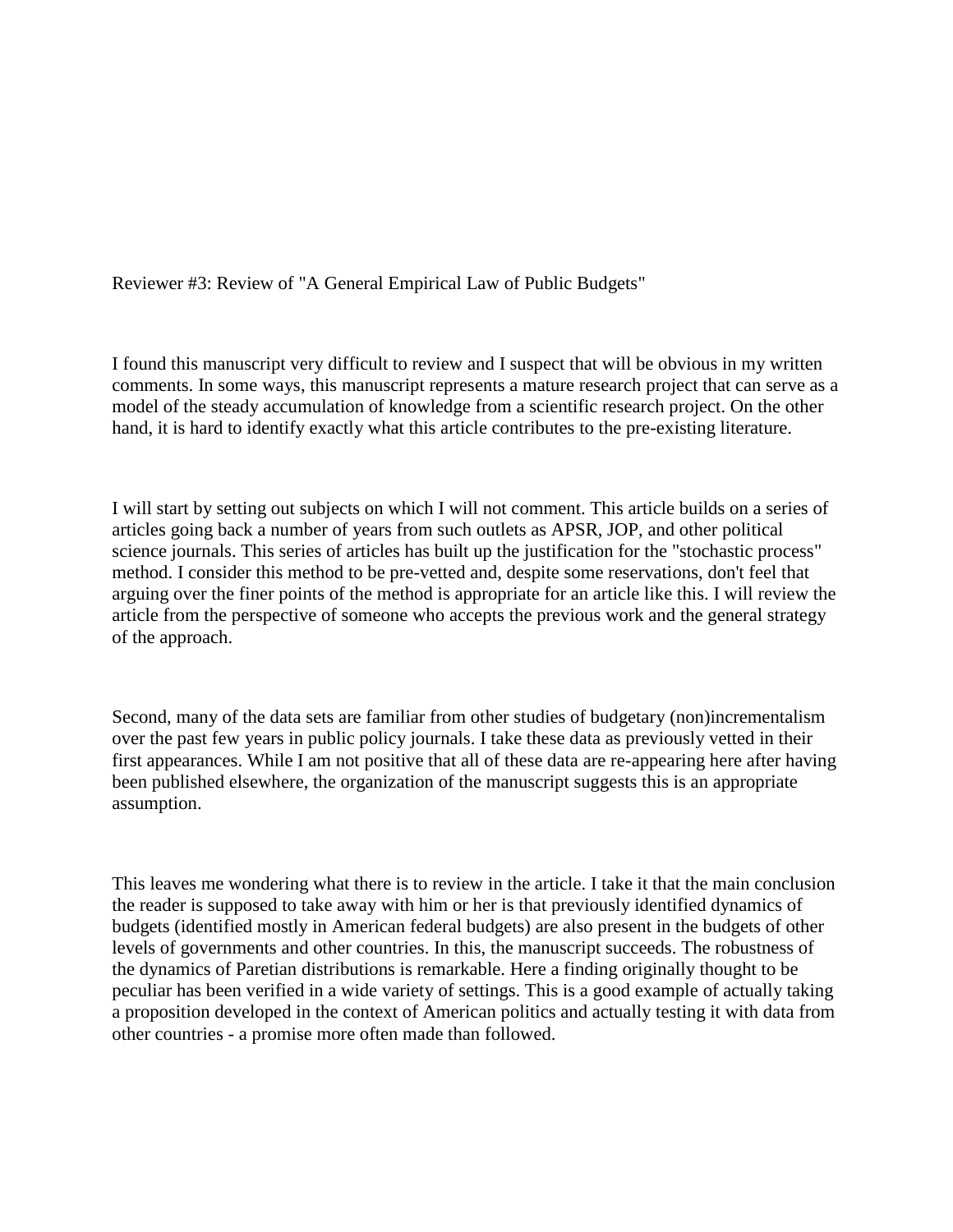Reviewer #3: Review of "A General Empirical Law of Public Budgets"

I found this manuscript very difficult to review and I suspect that will be obvious in my written comments. In some ways, this manuscript represents a mature research project that can serve as a model of the steady accumulation of knowledge from a scientific research project. On the other hand, it is hard to identify exactly what this article contributes to the pre-existing literature.

I will start by setting out subjects on which I will not comment. This article builds on a series of articles going back a number of years from such outlets as APSR, JOP, and other political science journals. This series of articles has built up the justification for the "stochastic process" method. I consider this method to be pre-vetted and, despite some reservations, don't feel that arguing over the finer points of the method is appropriate for an article like this. I will review the article from the perspective of someone who accepts the previous work and the general strategy of the approach.

Second, many of the data sets are familiar from other studies of budgetary (non)incrementalism over the past few years in public policy journals. I take these data as previously vetted in their first appearances. While I am not positive that all of these data are re-appearing here after having been published elsewhere, the organization of the manuscript suggests this is an appropriate assumption.

This leaves me wondering what there is to review in the article. I take it that the main conclusion the reader is supposed to take away with him or her is that previously identified dynamics of budgets (identified mostly in American federal budgets) are also present in the budgets of other levels of governments and other countries. In this, the manuscript succeeds. The robustness of the dynamics of Paretian distributions is remarkable. Here a finding originally thought to be peculiar has been verified in a wide variety of settings. This is a good example of actually taking a proposition developed in the context of American politics and actually testing it with data from other countries - a promise more often made than followed.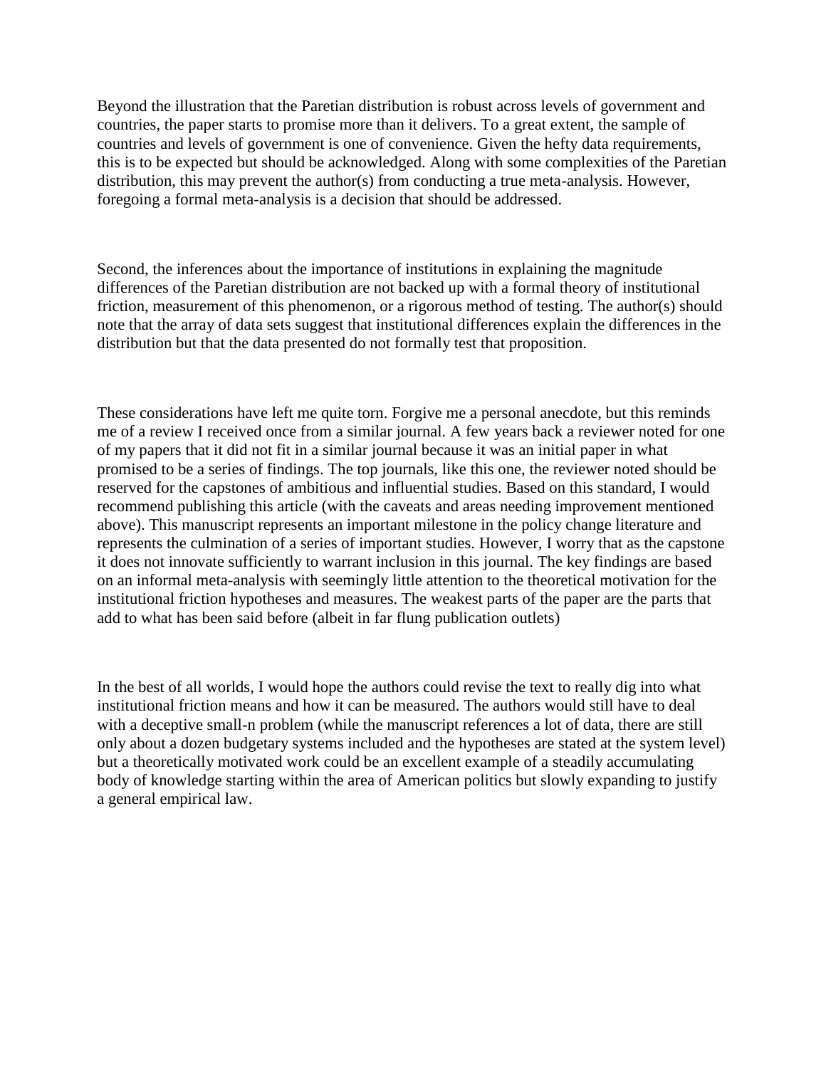Beyond the illustration that the Paretian distribution is robust across levels of government and countries, the paper starts to promise more than it delivers. To a great extent, the sample of countries and levels of government is one of convenience. Given the hefty data requirements, this is to be expected but should be acknowledged. Along with some complexities of the Paretian distribution, this may prevent the author(s) from conducting a true meta-analysis. However, foregoing a formal meta-analysis is a decision that should be addressed.

Second, the inferences about the importance of institutions in explaining the magnitude differences of the Paretian distribution are not backed up with a formal theory of institutional friction, measurement of this phenomenon, or a rigorous method of testing. The author(s) should note that the array of data sets suggest that institutional differences explain the differences in the distribution but that the data presented do not formally test that proposition.

These considerations have left me quite torn. Forgive me a personal anecdote, but this reminds me of a review I received once from a similar journal. A few years back a reviewer noted for one of my papers that it did not fit in a similar journal because it was an initial paper in what promised to be a series of findings. The top journals, like this one, the reviewer noted should be reserved for the capstones of ambitious and influential studies. Based on this standard, I would recommend publishing this article (with the caveats and areas needing improvement mentioned above). This manuscript represents an important milestone in the policy change literature and represents the culmination of a series of important studies. However, I worry that as the capstone it does not innovate sufficiently to warrant inclusion in this journal. The key findings are based on an informal meta-analysis with seemingly little attention to the theoretical motivation for the institutional friction hypotheses and measures. The weakest parts of the paper are the parts that add to what has been said before (albeit in far flung publication outlets)

In the best of all worlds, I would hope the authors could revise the text to really dig into what institutional friction means and how it can be measured. The authors would still have to deal with a deceptive small-n problem (while the manuscript references a lot of data, there are still only about a dozen budgetary systems included and the hypotheses are stated at the system level) but a theoretically motivated work could be an excellent example of a steadily accumulating body of knowledge starting within the area of American politics but slowly expanding to justify a general empirical law.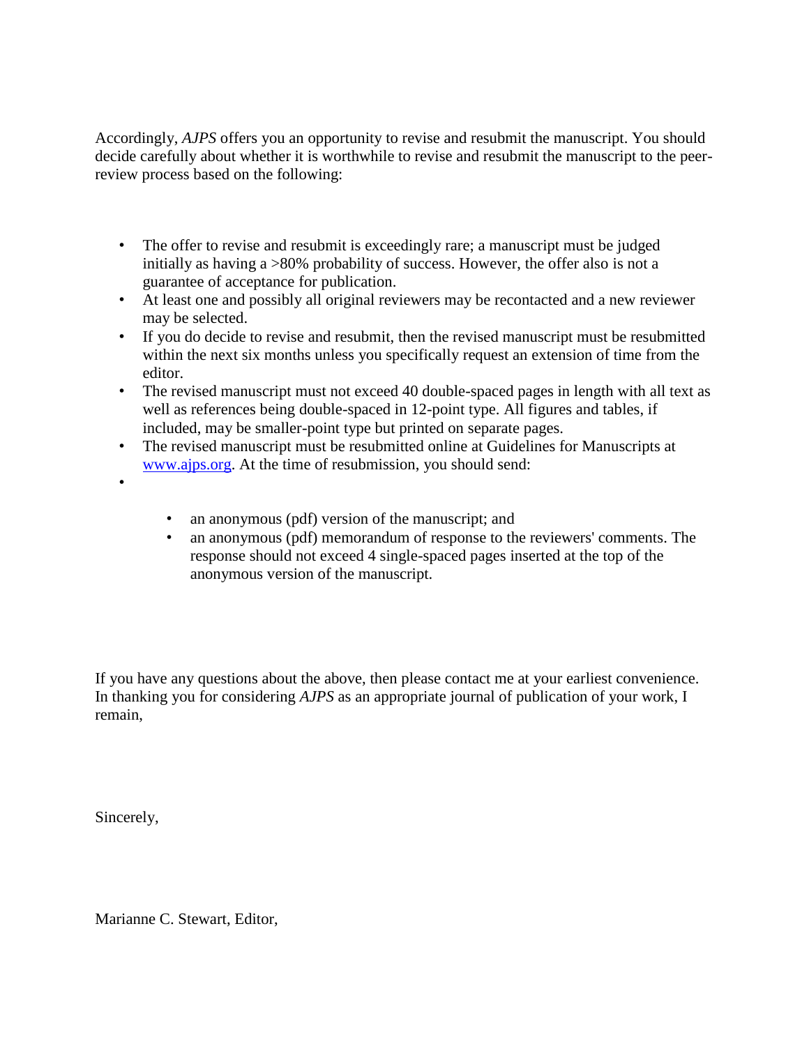Accordingly, *AJPS* offers you an opportunity to revise and resubmit the manuscript. You should decide carefully about whether it is worthwhile to revise and resubmit the manuscript to the peer-review process based on the following:

- The offer to revise and resubmit is exceedingly rare; a manuscript must be judged initially as having a >80% probability of success. However, the offer also is not a guarantee of acceptance for publication.
- At least one and possibly all original reviewers may be recontacted and a new reviewer may be selected.
- If you do decide to revise and resubmit, then the revised manuscript must be resubmitted within the next six months unless you specifically request an extension of time from the editor.
- The revised manuscript must not exceed 40 double-spaced pages in length with all text as well as references being double-spaced in 12-point type. All figures and tables, if included, may be smaller-point type but printed on separate pages.
- The revised manuscript must be resubmitted online at Guidelines for Manuscripts at [www.ajps.org](http://www.ajps.org). At the time of resubmission, you should send:
-
    - an anonymous (pdf) version of the manuscript; and
    - an anonymous (pdf) memorandum of response to the reviewers' comments. The response should not exceed 4 single-spaced pages inserted at the top of the anonymous version of the manuscript.

If you have any questions about the above, then please contact me at your earliest convenience. In thanking you for considering *AJPS* as an appropriate journal of publication of your work, I remain,

Sincerely,

Marianne C. Stewart, Editor,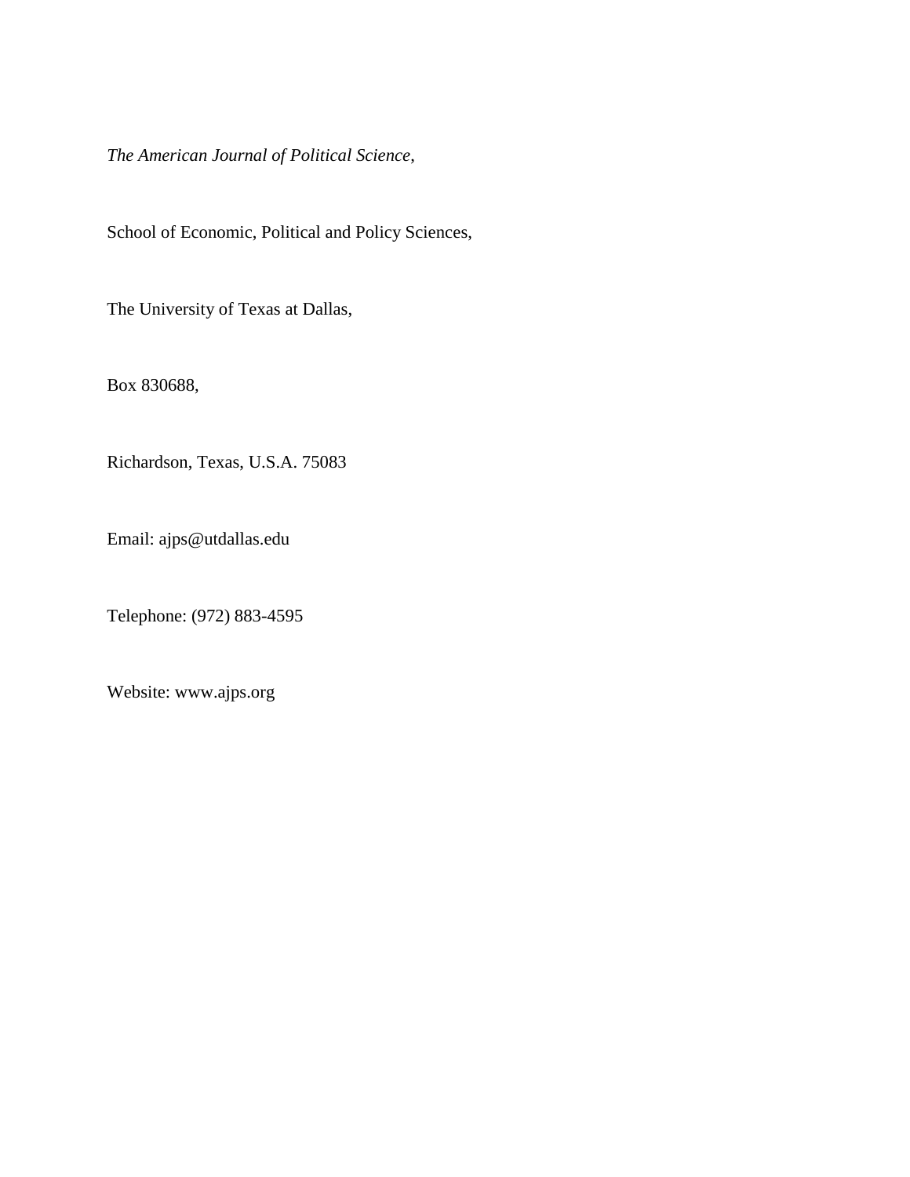*The American Journal of Political Science*,

School of Economic, Political and Policy Sciences,

The University of Texas at Dallas,

Box 830688,

Richardson, Texas, U.S.A. 75083

Email: ajps@utdallas.edu

Telephone: (972) 883-4595

Website: www.ajps.org